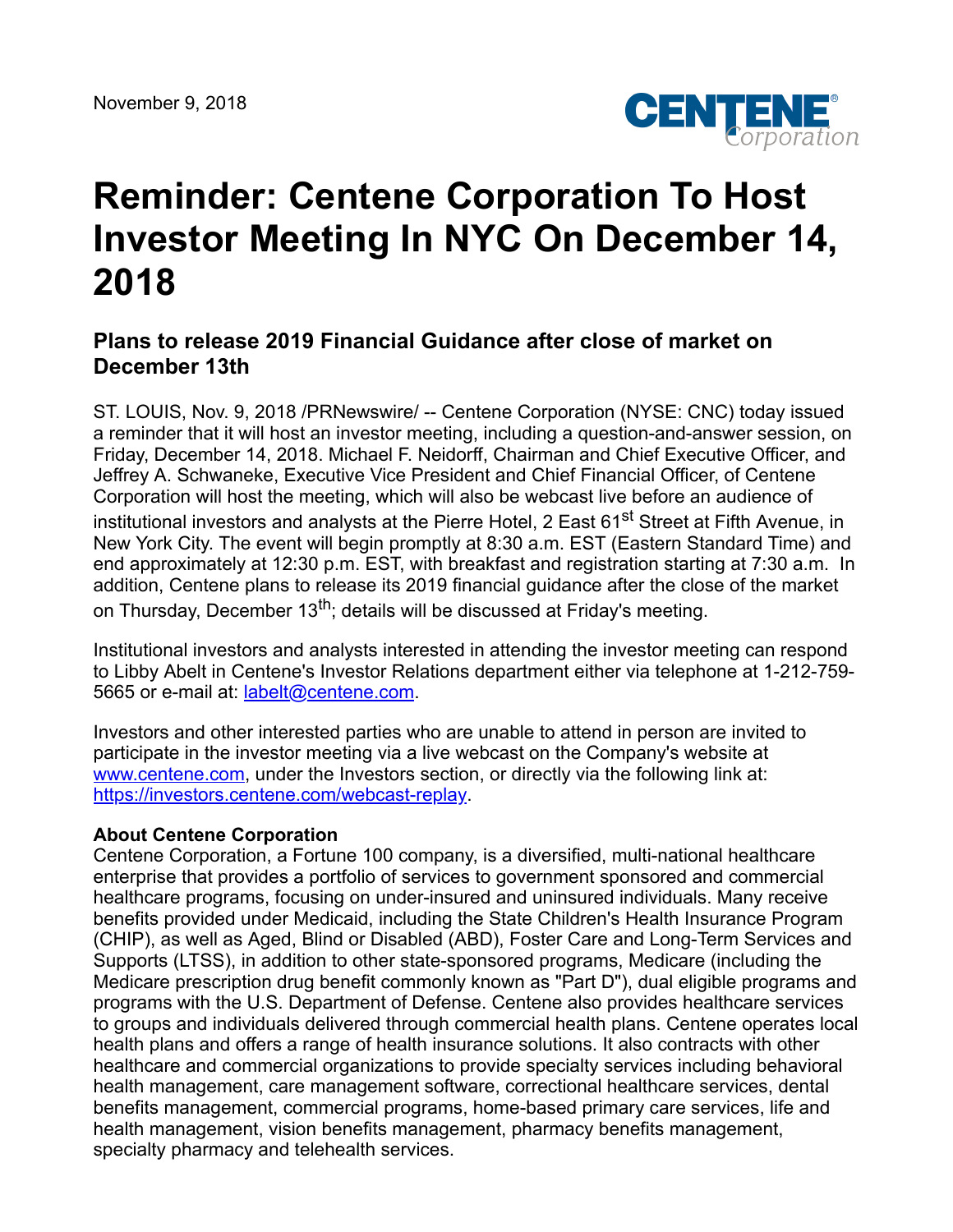November 9, 2018

# Reminder: Centene Corporation To Host Investor Meeting In NYC On December 14, 2018

## Plans to release 2019 Financial Guidance after close of market on December 13th

ST. LOUIS, Nov. 9, 2018 /PRNewswire/ -- Centene Corporation (NYSE: CNC) today issued a reminder that it will host an investor meeting, including a question-and-answer session, on Friday, December 14, 2018. Michael F. Neidorff, Chairman and Chief Executive Officer, and Jeffrey A. Schwaneke, Executive Vice President and Chief Financial Officer, of Centene Corporation will host the meeting, which will also be webcast live before an audience of institutional investors and analysts at the Pierre Hotel, 2 East 61st Street at Fifth Avenue, in New York City. The event will begin promptly at 8:30 a.m. EST (Eastern Standard Time) and end approximately at 12:30 p.m. EST, with breakfast and registration starting at 7:30 a.m. In addition, Centene plans to release its 2019 financial guidance after the close of the market on Thursday, December 13th; details will be discussed at Friday's meeting.

Institutional investors and analysts interested in attending the investor meeting can respond to Libby Abelt in Centene's Investor Relations department either via telephone at 1-212-759-5665 or e-mail at: labelt@centene.com.

Investors and other interested parties who are unable to attend in person are invited to participate in the investor meeting via a live webcast on the Company's website at www.centene.com, under the Investors section, or directly via the following link at: https://investors.centene.com/webcast-replay.

**About Centene Corporation**

Centene Corporation, a Fortune 100 company, is a diversified, multi-national healthcare enterprise that provides a portfolio of services to government sponsored and commercial healthcare programs, focusing on under-insured and uninsured individuals. Many receive benefits provided under Medicaid, including the State Children's Health Insurance Program (CHIP), as well as Aged, Blind or Disabled (ABD), Foster Care and Long-Term Services and Supports (LTSS), in addition to other state-sponsored programs, Medicare (including the Medicare prescription drug benefit commonly known as "Part D"), dual eligible programs and programs with the U.S. Department of Defense. Centene also provides healthcare services to groups and individuals delivered through commercial health plans. Centene operates local health plans and offers a range of health insurance solutions. It also contracts with other healthcare and commercial organizations to provide specialty services including behavioral health management, care management software, correctional healthcare services, dental benefits management, commercial programs, home-based primary care services, life and health management, vision benefits management, pharmacy benefits management, specialty pharmacy and telehealth services.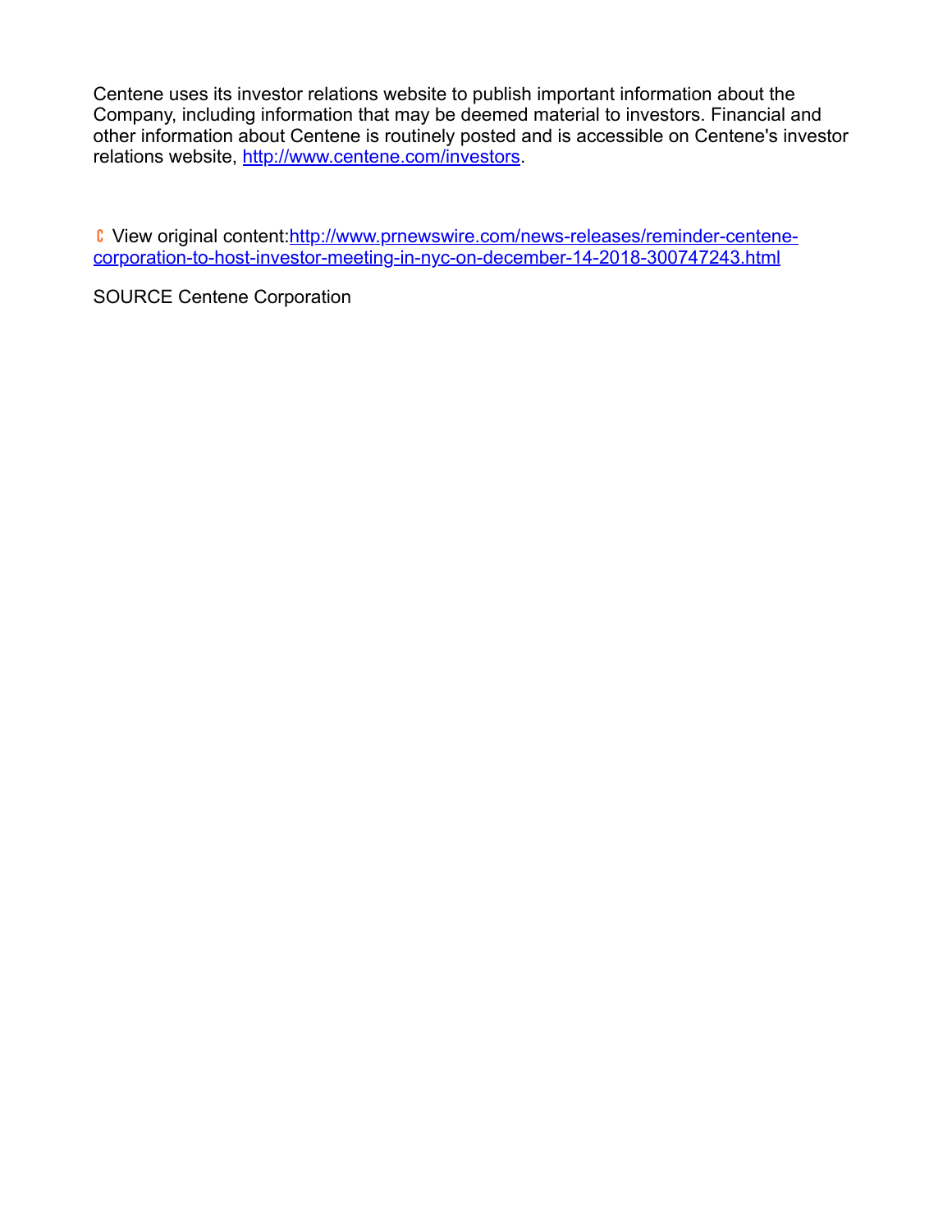Centene uses its investor relations website to publish important information about the Company, including information that may be deemed material to investors. Financial and other information about Centene is routinely posted and is accessible on Centene's investor relations website, http://www.centene.com/investors.

View original content:http://www.prnewswire.com/news-releases/reminder-centene-corporation-to-host-investor-meeting-in-nyc-on-december-14-2018-300747243.html

SOURCE Centene Corporation